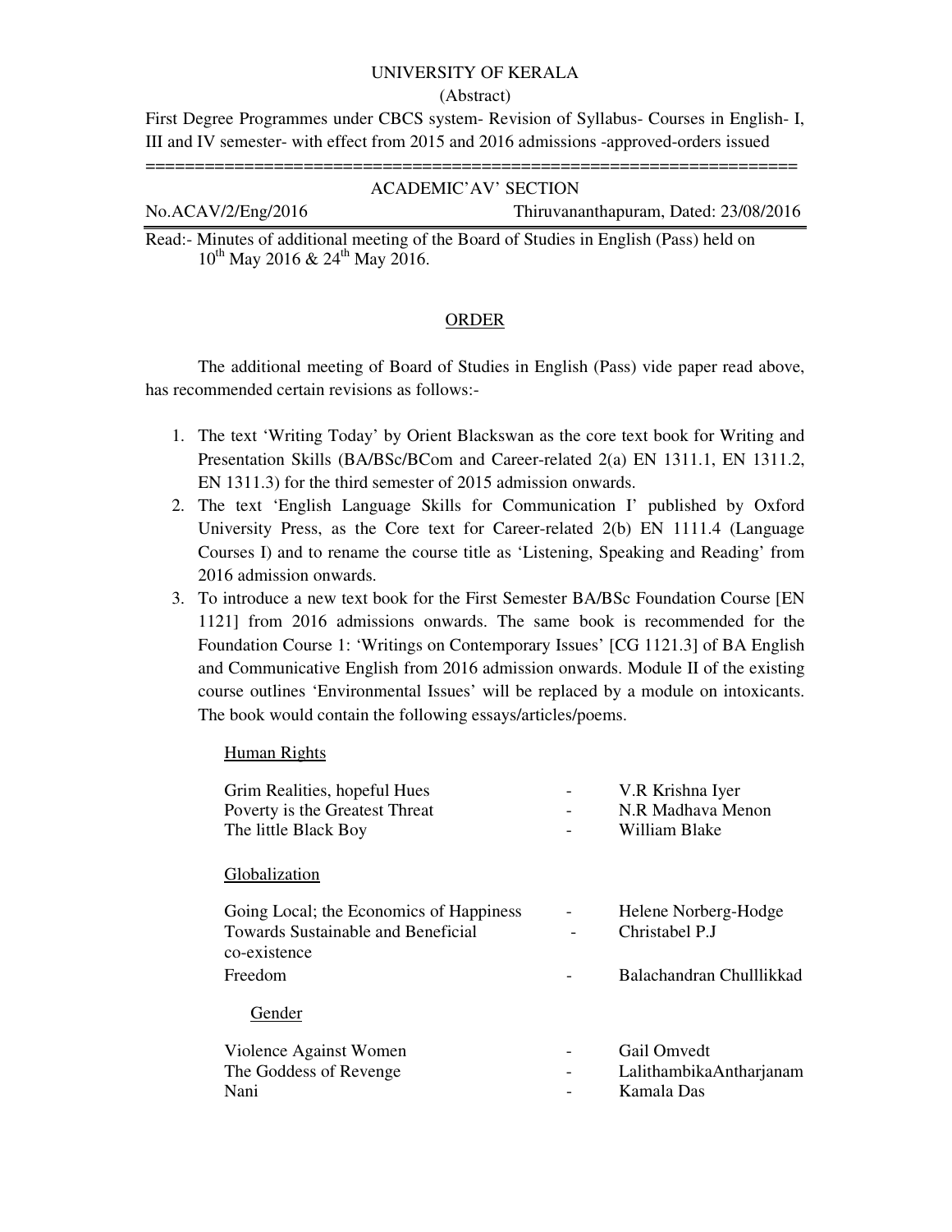UNIVERSITY OF KERALA

(Abstract)

First Degree Programmes under CBCS system- Revision of Syllabus- Courses in English- I, III and IV semester- with effect from 2015 and 2016 admissions -approved-orders issued

==============================================================

ACADEMIC'AV' SECTION

No.ACAV/2/Eng/2016 Thiruvananthapuram, Dated: 23/08/2016

Read:- Minutes of additional meeting of the Board of Studies in English (Pass) held on 10th May 2016 & 24th May 2016.

ORDER

The additional meeting of Board of Studies in English (Pass) vide paper read above, has recommended certain revisions as follows:-

1. The text 'Writing Today' by Orient Blackswan as the core text book for Writing and Presentation Skills (BA/BSc/BCom and Career-related 2(a) EN 1311.1, EN 1311.2, EN 1311.3) for the third semester of 2015 admission onwards.
2. The text 'English Language Skills for Communication I' published by Oxford University Press, as the Core text for Career-related 2(b) EN 1111.4 (Language Courses I) and to rename the course title as 'Listening, Speaking and Reading' from 2016 admission onwards.
3. To introduce a new text book for the First Semester BA/BSc Foundation Course [EN 1121] from 2016 admissions onwards. The same book is recommended for the Foundation Course 1: 'Writings on Contemporary Issues' [CG 1121.3] of BA English and Communicative English from 2016 admission onwards. Module II of the existing course outlines 'Environmental Issues' will be replaced by a module on intoxicants. The book would contain the following essays/articles/poems.

Human Rights

| | | |
|---|---|---|
| Grim Realities, hopeful Hues | - | V.R Krishna Iyer |
| Poverty is the Greatest Threat | - | N.R Madhava Menon |
| The little Black Boy | - | William Blake |

Globalization

| | | |
|---|---|---|
| Going Local; the Economics of Happiness | - | Helene Norberg-Hodge |
| Towards Sustainable and Beneficial co-existence | - | Christabel P.J |
| Freedom | - | Balachandran Chulllikkad |

Gender

| | | |
|---|---|---|
| Violence Against Women | - | Gail Omvedt |
| The Goddess of Revenge | - | LalithambikaAntharjanam |
| Nani | - | Kamala Das |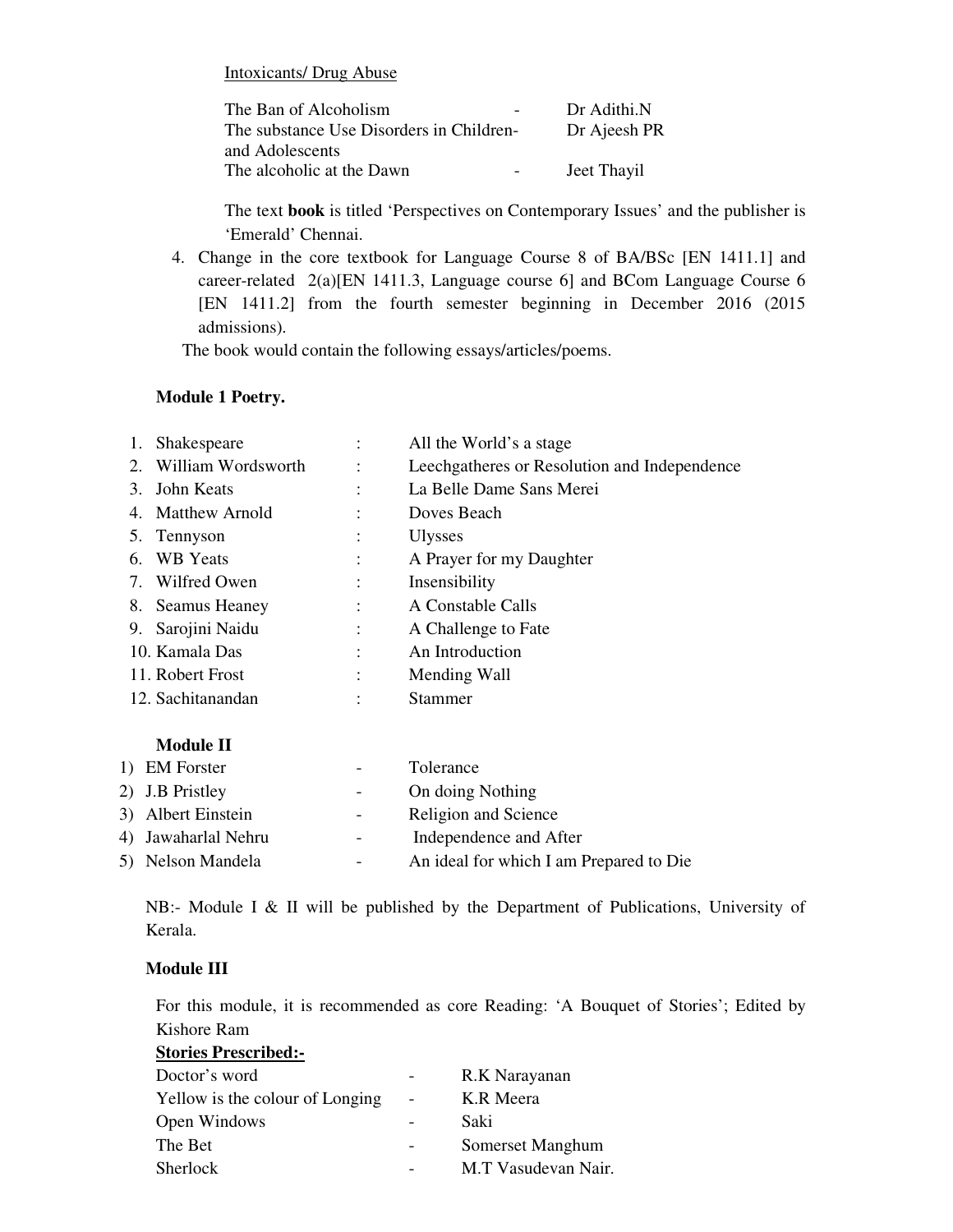Intoxicants/ Drug Abuse

| | | |
|---|---|---|
| The Ban of Alcoholism | - | Dr Adithi.N |
| The substance Use Disorders in Children- and Adolescents | | Dr Ajeesh PR |
| The alcoholic at the Dawn | - | Jeet Thayil |

The text **book** is titled 'Perspectives on Contemporary Issues' and the publisher is 'Emerald' Chennai.

4. Change in the core textbook for Language Course 8 of BA/BSc [EN 1411.1] and career-related 2(a)[EN 1411.3, Language course 6] and BCom Language Course 6 [EN 1411.2] from the fourth semester beginning in December 2016 (2015 admissions).

The book would contain the following essays/articles/poems.

**Module 1 Poetry.**

| | | | |
|---|---|---|---|
| 1. | Shakespeare | : | All the World's a stage |
| 2. | William Wordsworth | : | Leechgatheres or Resolution and Independence |
| 3. | John Keats | : | La Belle Dame Sans Merei |
| 4. | Matthew Arnold | : | Doves Beach |
| 5. | Tennyson | : | Ulysses |
| 6. | WB Yeats | : | A Prayer for my Daughter |
| 7. | Wilfred Owen | : | Insensibility |
| 8. | Seamus Heaney | : | A Constable Calls |
| 9. | Sarojini Naidu | : | A Challenge to Fate |
| 10. | Kamala Das | : | An Introduction |
| 11. | Robert Frost | : | Mending Wall |
| 12. | Sachitanandan | : | Stammer |

**Module II**

| | | | |
|---|---|---|---|
| 1) | EM Forster | - | Tolerance |
| 2) | J.B Pristley | - | On doing Nothing |
| 3) | Albert Einstein | - | Religion and Science |
| 4) | Jawaharlal Nehru | - | Independence and After |
| 5) | Nelson Mandela | - | An ideal for which I am Prepared to Die |

NB:- Module I & II will be published by the Department of Publications, University of Kerala.

**Module III**

For this module, it is recommended as core Reading: 'A Bouquet of Stories'; Edited by Kishore Ram

**Stories Prescribed:-**

| | | |
|---|---|---|
| Doctor's word | - | R.K Narayanan |
| Yellow is the colour of Longing | - | K.R Meera |
| Open Windows | - | Saki |
| The Bet | - | Somerset Manghum |
| Sherlock | - | M.T Vasudevan Nair. |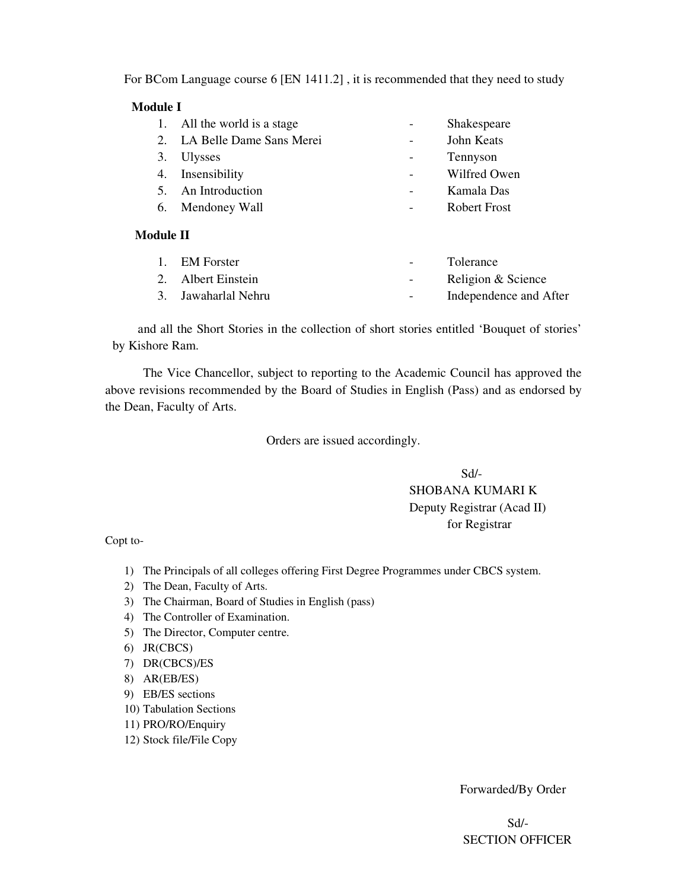For BCom Language course 6 [EN 1411.2] , it is recommended that they need to study

**Module I**

1. All the world is a stage - Shakespeare
2. LA Belle Dame Sans Merei - John Keats
3. Ulysses - Tennyson
4. Insensibility - Wilfred Owen
5. An Introduction - Kamala Das
6. Mendoney Wall - Robert Frost

**Module II**

1. EM Forster - Tolerance
2. Albert Einstein - Religion & Science
3. Jawaharlal Nehru - Independence and After

and all the Short Stories in the collection of short stories entitled 'Bouquet of stories' by Kishore Ram.

The Vice Chancellor, subject to reporting to the Academic Council has approved the above revisions recommended by the Board of Studies in English (Pass) and as endorsed by the Dean, Faculty of Arts.

Orders are issued accordingly.

Sd/-
SHOBANA KUMARI K
Deputy Registrar (Acad II)
for Registrar

Copt to-

1) The Principals of all colleges offering First Degree Programmes under CBCS system.
2) The Dean, Faculty of Arts.
3) The Chairman, Board of Studies in English (pass)
4) The Controller of Examination.
5) The Director, Computer centre.
6) JR(CBCS)
7) DR(CBCS)/ES
8) AR(EB/ES)
9) EB/ES sections
10) Tabulation Sections
11) PRO/RO/Enquiry
12) Stock file/File Copy

Forwarded/By Order

Sd/-
SECTION OFFICER